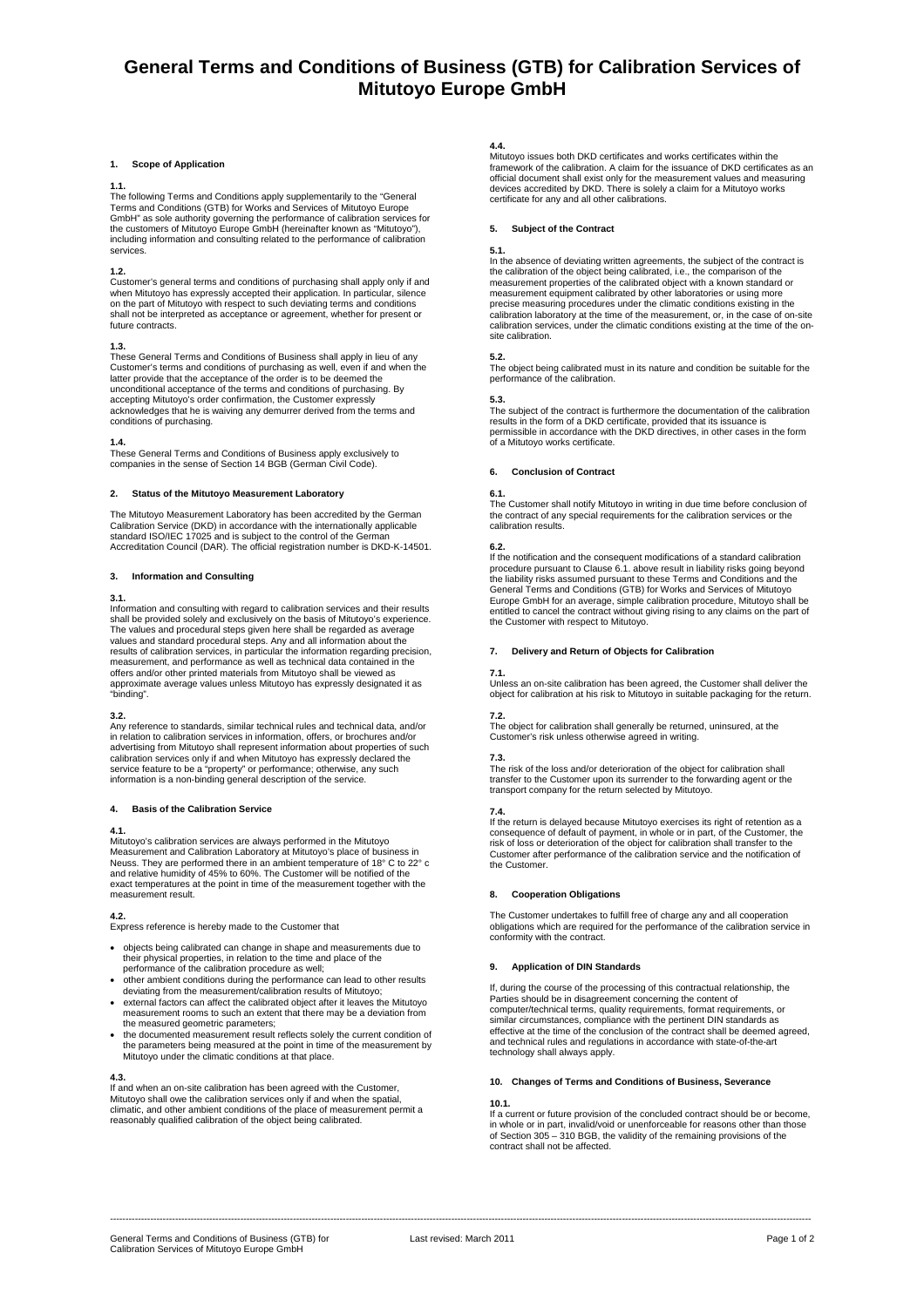# General Terms and Conditions of Business (GTB) for Calibration Services of Mitutoyo Europe GmbH

## 1. Scope of Application

**1.1.**
The following Terms and Conditions apply supplementarily to the "General Terms and Conditions (GTB) for Works and Services of Mitutoyo Europe GmbH" as sole authority governing the performance of calibration services for the customers of Mitutoyo Europe GmbH (hereinafter known as "Mitutoyo"), including information and consulting related to the performance of calibration services.

**1.2.**
Customer's general terms and conditions of purchasing shall apply only if and when Mitutoyo has expressly accepted their application. In particular, silence on the part of Mitutoyo with respect to such deviating terms and conditions shall not be interpreted as acceptance or agreement, whether for present or future contracts.

**1.3.**
These General Terms and Conditions of Business shall apply in lieu of any Customer's terms and conditions of purchasing as well, even if and when the latter provide that the acceptance of the order is to be deemed the unconditional acceptance of the terms and conditions of purchasing. By accepting Mitutoyo's order confirmation, the Customer expressly acknowledges that he is waiving any demurrer derived from the terms and conditions of purchasing.

**1.4.**
These General Terms and Conditions of Business apply exclusively to companies in the sense of Section 14 BGB (German Civil Code).

## 2. Status of the Mitutoyo Measurement Laboratory

The Mitutoyo Measurement Laboratory has been accredited by the German Calibration Service (DKD) in accordance with the internationally applicable standard ISO/IEC 17025 and is subject to the control of the German Accreditation Council (DAR). The official registration number is DKD-K-14501.

## 3. Information and Consulting

**3.1.**
Information and consulting with regard to calibration services and their results shall be provided solely and exclusively on the basis of Mitutoyo's experience. The values and procedural steps given here shall be regarded as average values and standard procedural steps. Any and all information about the results of calibration services, in particular the information regarding precision, measurement, and performance as well as technical data contained in the offers and/or other printed materials from Mitutoyo shall be viewed as approximate average values unless Mitutoyo has expressly designated it as "binding".

**3.2.**
Any reference to standards, similar technical rules and technical data, and/or in relation to calibration services in information, offers, or brochures and/or advertising from Mitutoyo shall represent information about properties of such calibration services only if and when Mitutoyo has expressly declared the service feature to be a "property" or performance; otherwise, any such information is a non-binding general description of the service.

## 4. Basis of the Calibration Service

**4.1.**
Mitutoyo's calibration services are always performed in the Mitutoyo Measurement and Calibration Laboratory at Mitutoyo's place of business in Neuss. They are performed there in an ambient temperature of 18° C to 22° c and relative humidity of 45% to 60%. The Customer will be notified of the exact temperatures at the point in time of the measurement together with the measurement result.

**4.2.**
Express reference is hereby made to the Customer that

- objects being calibrated can change in shape and measurements due to their physical properties, in relation to the time and place of the performance of the calibration procedure as well;
- other ambient conditions during the performance can lead to other results deviating from the measurement/calibration results of Mitutoyo;
- external factors can affect the calibrated object after it leaves the Mitutoyo measurement rooms to such an extent that there may be a deviation from the measured geometric parameters;
- the documented measurement result reflects solely the current condition of the parameters being measured at the point in time of the measurement by Mitutoyo under the climatic conditions at that place.

**4.3.**
If and when an on-site calibration has been agreed with the Customer, Mitutoyo shall owe the calibration services only if and when the spatial, climatic, and other ambient conditions of the place of measurement permit a reasonably qualified calibration of the object being calibrated.

**4.4.**
Mitutoyo issues both DKD certificates and works certificates within the framework of the calibration. A claim for the issuance of DKD certificates as an official document shall exist only for the measurement values and measuring devices accredited by DKD. There is solely a claim for a Mitutoyo works certificate for any and all other calibrations.

## 5. Subject of the Contract

**5.1.**
In the absence of deviating written agreements, the subject of the contract is the calibration of the object being calibrated, i.e., the comparison of the measurement properties of the calibrated object with a known standard or measurement equipment calibrated by other laboratories or using more precise measuring procedures under the climatic conditions existing in the calibration laboratory at the time of the measurement, or, in the case of on-site calibration services, under the climatic conditions existing at the time of the on-site calibration.

**5.2.**
The object being calibrated must in its nature and condition be suitable for the performance of the calibration.

**5.3.**
The subject of the contract is furthermore the documentation of the calibration results in the form of a DKD certificate, provided that its issuance is permissible in accordance with the DKD directives, in other cases in the form of a Mitutoyo works certificate.

## 6. Conclusion of Contract

**6.1.**
The Customer shall notify Mitutoyo in writing in due time before conclusion of the contract of any special requirements for the calibration services or the calibration results.

**6.2.**
If the notification and the consequent modifications of a standard calibration procedure pursuant to Clause 6.1. above result in liability risks going beyond the liability risks assumed pursuant to these Terms and Conditions and the General Terms and Conditions (GTB) for Works and Services of Mitutoyo Europe GmbH for an average, simple calibration procedure, Mitutoyo shall be entitled to cancel the contract without giving rising to any claims on the part of the Customer with respect to Mitutoyo.

## 7. Delivery and Return of Objects for Calibration

**7.1.**
Unless an on-site calibration has been agreed, the Customer shall deliver the object for calibration at his risk to Mitutoyo in suitable packaging for the return.

**7.2.**
The object for calibration shall generally be returned, uninsured, at the Customer's risk unless otherwise agreed in writing.

**7.3.**
The risk of the loss and/or deterioration of the object for calibration shall transfer to the Customer upon its surrender to the forwarding agent or the transport company for the return selected by Mitutoyo.

**7.4.**
If the return is delayed because Mitutoyo exercises its right of retention as a consequence of default of payment, in whole or in part, of the Customer, the risk of loss or deterioration of the object for calibration shall transfer to the Customer after performance of the calibration service and the notification of the Customer.

## 8. Cooperation Obligations

The Customer undertakes to fulfill free of charge any and all cooperation obligations which are required for the performance of the calibration service in conformity with the contract.

## 9. Application of DIN Standards

If, during the course of the processing of this contractual relationship, the Parties should be in disagreement concerning the content of computer/technical terms, quality requirements, format requirements, or similar circumstances, compliance with the pertinent DIN standards as effective at the time of the conclusion of the contract shall be deemed agreed, and technical rules and regulations in accordance with state-of-the-art technology shall always apply.

## 10. Changes of Terms and Conditions of Business, Severance

**10.1.**
If a current or future provision of the concluded contract should be or become, in whole or in part, invalid/void or unenforceable for reasons other than those of Section 305 – 310 BGB, the validity of the remaining provisions of the contract shall not be affected.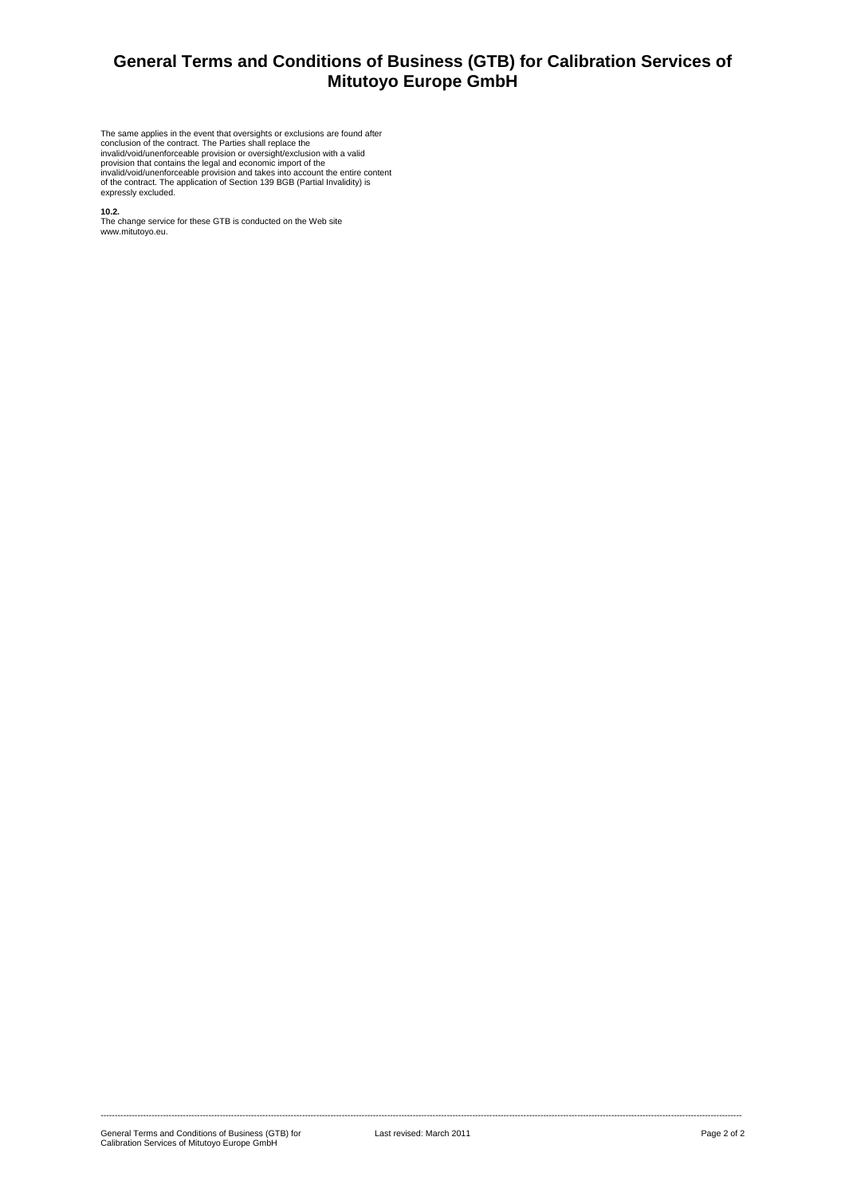# General Terms and Conditions of Business (GTB) for Calibration Services of Mitutoyo Europe GmbH

The same applies in the event that oversights or exclusions are found after conclusion of the contract. The Parties shall replace the invalid/void/unenforceable provision or oversight/exclusion with a valid provision that contains the legal and economic import of the invalid/void/unenforceable provision and takes into account the entire content of the contract. The application of Section 139 BGB (Partial Invalidity) is expressly excluded.

**10.2.**
The change service for these GTB is conducted on the Web site www.mitutoyo.eu.